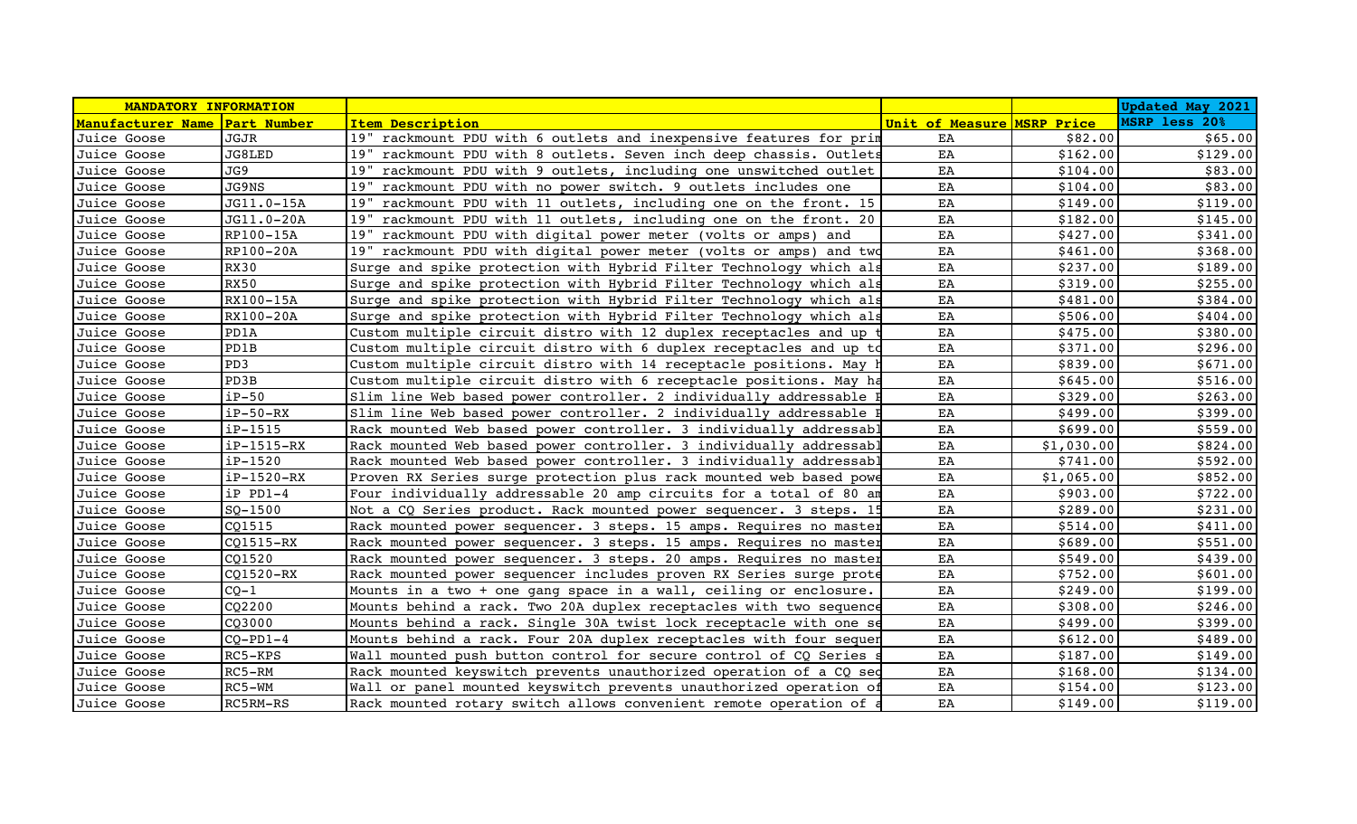| MANDATORY INFORMATION | | | | | Updated May 2021 |
|---|---|---|---|---|---|
| Manufacturer Name | Part Number | Item Description | Unit of Measure | MSRP Price | MSRP less 20% |
| Juice Goose | JGJR | 19" rackmount PDU with 6 outlets and inexpensive features for prim | EA | $82.00 | $65.00 |
| Juice Goose | JG8LED | 19" rackmount PDU with 8 outlets. Seven inch deep chassis. Outlets | EA | $162.00 | $129.00 |
| Juice Goose | JG9 | 19" rackmount PDU with 9 outlets, including one unswitched outlet | EA | $104.00 | $83.00 |
| Juice Goose | JG9NS | 19" rackmount PDU with no power switch. 9 outlets includes one | EA | $104.00 | $83.00 |
| Juice Goose | JG11.0-15A | 19" rackmount PDU with 11 outlets, including one on the front. 15 | EA | $149.00 | $119.00 |
| Juice Goose | JG11.0-20A | 19" rackmount PDU with 11 outlets, including one on the front. 20 | EA | $182.00 | $145.00 |
| Juice Goose | RP100-15A | 19" rackmount PDU with digital power meter (volts or amps) and | EA | $427.00 | $341.00 |
| Juice Goose | RP100-20A | 19" rackmount PDU with digital power meter (volts or amps) and two | EA | $461.00 | $368.00 |
| Juice Goose | RX30 | Surge and spike protection with Hybrid Filter Technology which als | EA | $237.00 | $189.00 |
| Juice Goose | RX50 | Surge and spike protection with Hybrid Filter Technology which als | EA | $319.00 | $255.00 |
| Juice Goose | RX100-15A | Surge and spike protection with Hybrid Filter Technology which als | EA | $481.00 | $384.00 |
| Juice Goose | RX100-20A | Surge and spike protection with Hybrid Filter Technology which als | EA | $506.00 | $404.00 |
| Juice Goose | PD1A | Custom multiple circuit distro with 12 duplex receptacles and up t | EA | $475.00 | $380.00 |
| Juice Goose | PD1B | Custom multiple circuit distro with 6 duplex receptacles and up to | EA | $371.00 | $296.00 |
| Juice Goose | PD3 | Custom multiple circuit distro with 14 receptacle positions. May h | EA | $839.00 | $671.00 |
| Juice Goose | PD3B | Custom multiple circuit distro with 6 receptacle positions. May ha | EA | $645.00 | $516.00 |
| Juice Goose | iP-50 | Slim line Web based power controller. 2 individually addressable I | EA | $329.00 | $263.00 |
| Juice Goose | iP-50-RX | Slim line Web based power controller. 2 individually addressable I | EA | $499.00 | $399.00 |
| Juice Goose | iP-1515 | Rack mounted Web based power controller. 3 individually addressabl | EA | $699.00 | $559.00 |
| Juice Goose | iP-1515-RX | Rack mounted Web based power controller. 3 individually addressabl | EA | $1,030.00 | $824.00 |
| Juice Goose | iP-1520 | Rack mounted Web based power controller. 3 individually addressabl | EA | $741.00 | $592.00 |
| Juice Goose | iP-1520-RX | Proven RX Series surge protection plus rack mounted web based powe | EA | $1,065.00 | $852.00 |
| Juice Goose | iP PD1-4 | Four individually addressable 20 amp circuits for a total of 80 am | EA | $903.00 | $722.00 |
| Juice Goose | SQ-1500 | Not a CQ Series product. Rack mounted power sequencer. 3 steps. 15 | EA | $289.00 | $231.00 |
| Juice Goose | CQ1515 | Rack mounted power sequencer. 3 steps. 15 amps. Requires no master | EA | $514.00 | $411.00 |
| Juice Goose | CQ1515-RX | Rack mounted power sequencer. 3 steps. 15 amps. Requires no master | EA | $689.00 | $551.00 |
| Juice Goose | CQ1520 | Rack mounted power sequencer. 3 steps. 20 amps. Requires no master | EA | $549.00 | $439.00 |
| Juice Goose | CQ1520-RX | Rack mounted power sequencer includes proven RX Series surge prote | EA | $752.00 | $601.00 |
| Juice Goose | CQ-1 | Mounts in a two + one gang space in a wall, ceiling or enclosure. | EA | $249.00 | $199.00 |
| Juice Goose | CQ2200 | Mounts behind a rack. Two 20A duplex receptacles with two sequence | EA | $308.00 | $246.00 |
| Juice Goose | CQ3000 | Mounts behind a rack. Single 30A twist lock receptacle with one se | EA | $499.00 | $399.00 |
| Juice Goose | CQ-PD1-4 | Mounts behind a rack. Four 20A duplex receptacles with four sequen | EA | $612.00 | $489.00 |
| Juice Goose | RC5-KPS | Wall mounted push button control for secure control of CQ Series s | EA | $187.00 | $149.00 |
| Juice Goose | RC5-RM | Rack mounted keyswitch prevents unauthorized operation of a CQ seq | EA | $168.00 | $134.00 |
| Juice Goose | RC5-WM | Wall or panel mounted keyswitch prevents unauthorized operation of | EA | $154.00 | $123.00 |
| Juice Goose | RC5RM-RS | Rack mounted rotary switch allows convenient remote operation of a | EA | $149.00 | $119.00 |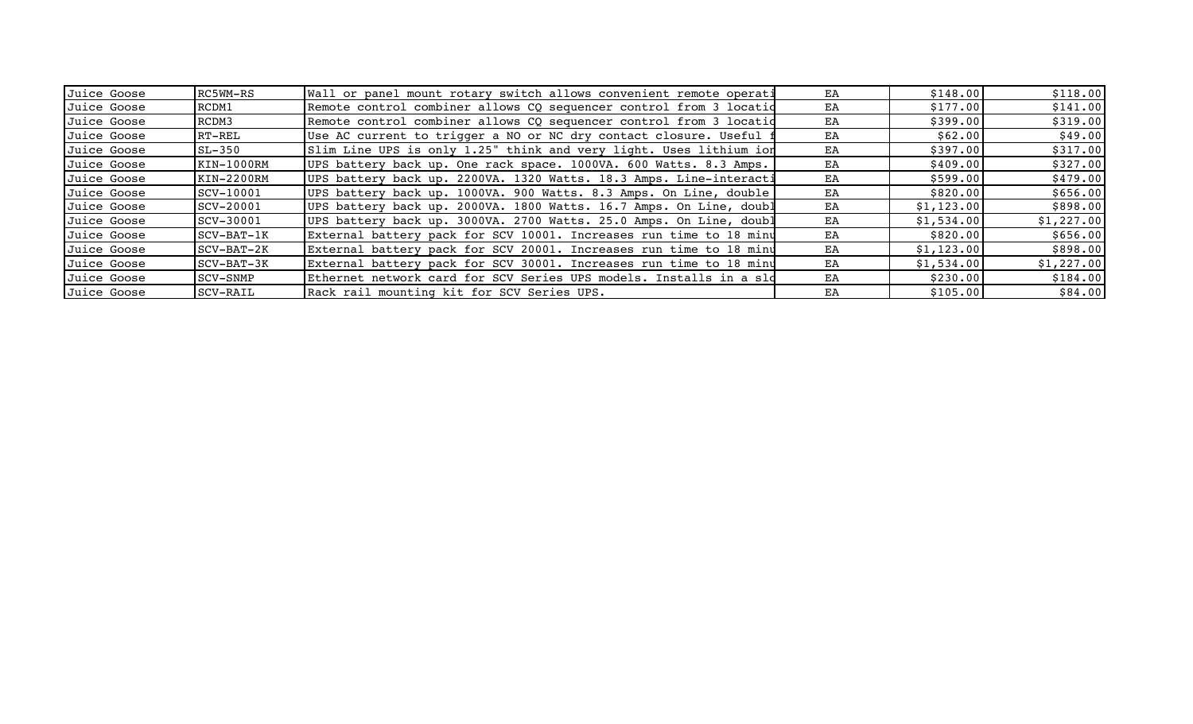| | | | | | |
|---|---|---|---|---|---|
| Juice Goose | RC5WM-RS | Wall or panel mount rotary switch allows convenient remote operati | EA | $148.00 | $118.00 |
| Juice Goose | RCDM1 | Remote control combiner allows CQ sequencer control from 3 locatio | EA | $177.00 | $141.00 |
| Juice Goose | RCDM3 | Remote control combiner allows CQ sequencer control from 3 locatio | EA | $399.00 | $319.00 |
| Juice Goose | RT-REL | Use AC current to trigger a NO or NC dry contact closure. Useful f | EA | $62.00 | $49.00 |
| Juice Goose | SL-350 | Slim Line UPS is only 1.25" think and very light. Uses lithium ion | EA | $397.00 | $317.00 |
| Juice Goose | KIN-1000RM | UPS battery back up. One rack space. 1000VA. 600 Watts. 8.3 Amps. | EA | $409.00 | $327.00 |
| Juice Goose | KIN-2200RM | UPS battery back up. 2200VA. 1320 Watts. 18.3 Amps. Line-interacti | EA | $599.00 | $479.00 |
| Juice Goose | SCV-10001 | UPS battery back up. 1000VA. 900 Watts. 8.3 Amps. On Line, double | EA | $820.00 | $656.00 |
| Juice Goose | SCV-20001 | UPS battery back up. 2000VA. 1800 Watts. 16.7 Amps. On Line, doubl | EA | $1,123.00 | $898.00 |
| Juice Goose | SCV-30001 | UPS battery back up. 3000VA. 2700 Watts. 25.0 Amps. On Line, doubl | EA | $1,534.00 | $1,227.00 |
| Juice Goose | SCV-BAT-1K | External battery pack for SCV 10001. Increases run time to 18 minu | EA | $820.00 | $656.00 |
| Juice Goose | SCV-BAT-2K | External battery pack for SCV 20001. Increases run time to 18 minu | EA | $1,123.00 | $898.00 |
| Juice Goose | SCV-BAT-3K | External battery pack for SCV 30001. Increases run time to 18 minu | EA | $1,534.00 | $1,227.00 |
| Juice Goose | SCV-SNMP | Ethernet network card for SCV Series UPS models. Installs in a slo | EA | $230.00 | $184.00 |
| Juice Goose | SCV-RAIL | Rack rail mounting kit for SCV Series UPS. | EA | $105.00 | $84.00 |